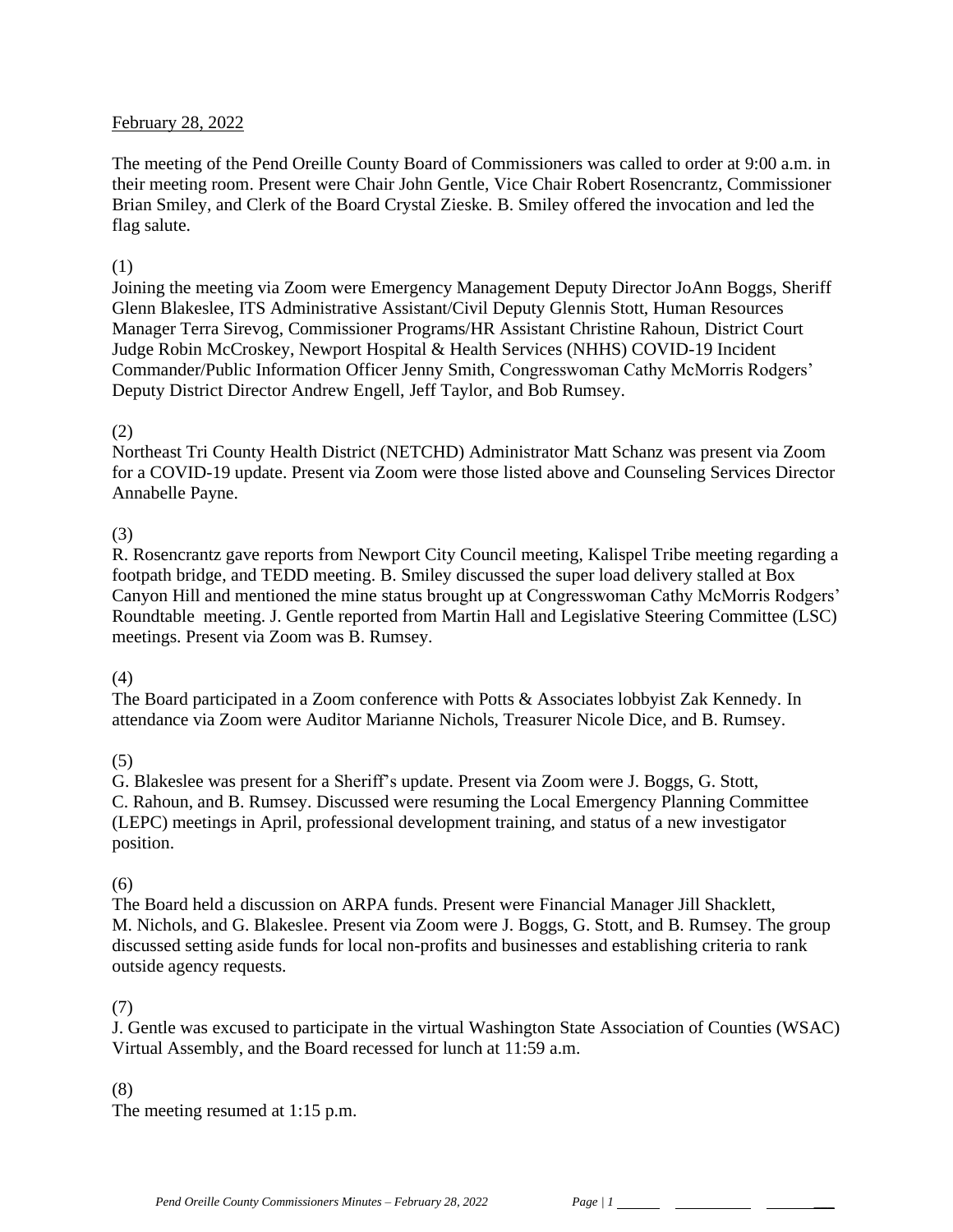February 28, 2022

The meeting of the Pend Oreille County Board of Commissioners was called to order at 9:00 a.m. in their meeting room. Present were Chair John Gentle, Vice Chair Robert Rosencrantz, Commissioner Brian Smiley, and Clerk of the Board Crystal Zieske. B. Smiley offered the invocation and led the flag salute.

(1)
Joining the meeting via Zoom were Emergency Management Deputy Director JoAnn Boggs, Sheriff Glenn Blakeslee, ITS Administrative Assistant/Civil Deputy Glennis Stott, Human Resources Manager Terra Sirevog, Commissioner Programs/HR Assistant Christine Rahoun, District Court Judge Robin McCroskey, Newport Hospital & Health Services (NHHS) COVID-19 Incident Commander/Public Information Officer Jenny Smith, Congresswoman Cathy McMorris Rodgers' Deputy District Director Andrew Engell, Jeff Taylor, and Bob Rumsey.

(2)
Northeast Tri County Health District (NETCHD) Administrator Matt Schanz was present via Zoom for a COVID-19 update. Present via Zoom were those listed above and Counseling Services Director Annabelle Payne.

(3)
R. Rosencrantz gave reports from Newport City Council meeting, Kalispel Tribe meeting regarding a footpath bridge, and TEDD meeting. B. Smiley discussed the super load delivery stalled at Box Canyon Hill and mentioned the mine status brought up at Congresswoman Cathy McMorris Rodgers' Roundtable meeting. J. Gentle reported from Martin Hall and Legislative Steering Committee (LSC) meetings. Present via Zoom was B. Rumsey.

(4)
The Board participated in a Zoom conference with Potts & Associates lobbyist Zak Kennedy. In attendance via Zoom were Auditor Marianne Nichols, Treasurer Nicole Dice, and B. Rumsey.

(5)
G. Blakeslee was present for a Sheriff's update. Present via Zoom were J. Boggs, G. Stott, C. Rahoun, and B. Rumsey. Discussed were resuming the Local Emergency Planning Committee (LEPC) meetings in April, professional development training, and status of a new investigator position.

(6)
The Board held a discussion on ARPA funds. Present were Financial Manager Jill Shacklett, M. Nichols, and G. Blakeslee. Present via Zoom were J. Boggs, G. Stott, and B. Rumsey. The group discussed setting aside funds for local non-profits and businesses and establishing criteria to rank outside agency requests.

(7)
J. Gentle was excused to participate in the virtual Washington State Association of Counties (WSAC) Virtual Assembly, and the Board recessed for lunch at 11:59 a.m.

(8)
The meeting resumed at 1:15 p.m.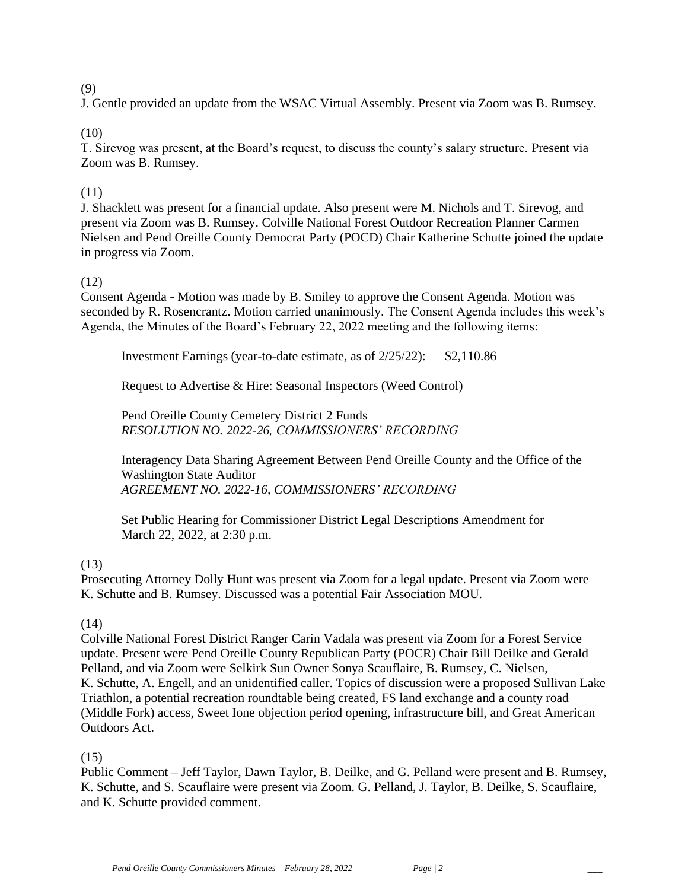(9)

J. Gentle provided an update from the WSAC Virtual Assembly. Present via Zoom was B. Rumsey.

(10)

T. Sirevog was present, at the Board's request, to discuss the county's salary structure. Present via Zoom was B. Rumsey.

(11)

J. Shacklett was present for a financial update. Also present were M. Nichols and T. Sirevog, and present via Zoom was B. Rumsey. Colville National Forest Outdoor Recreation Planner Carmen Nielsen and Pend Oreille County Democrat Party (POCD) Chair Katherine Schutte joined the update in progress via Zoom.

(12)

Consent Agenda - Motion was made by B. Smiley to approve the Consent Agenda. Motion was seconded by R. Rosencrantz. Motion carried unanimously. The Consent Agenda includes this week's Agenda, the Minutes of the Board's February 22, 2022 meeting and the following items:

Investment Earnings (year-to-date estimate, as of 2/25/22): $2,110.86

Request to Advertise & Hire: Seasonal Inspectors (Weed Control)

Pend Oreille County Cemetery District 2 Funds
*RESOLUTION NO. 2022-26, COMMISSIONERS' RECORDING*

Interagency Data Sharing Agreement Between Pend Oreille County and the Office of the Washington State Auditor
*AGREEMENT NO. 2022-16, COMMISSIONERS' RECORDING*

Set Public Hearing for Commissioner District Legal Descriptions Amendment for March 22, 2022, at 2:30 p.m.

(13)

Prosecuting Attorney Dolly Hunt was present via Zoom for a legal update. Present via Zoom were K. Schutte and B. Rumsey. Discussed was a potential Fair Association MOU.

(14)

Colville National Forest District Ranger Carin Vadala was present via Zoom for a Forest Service update. Present were Pend Oreille County Republican Party (POCR) Chair Bill Deilke and Gerald Pelland, and via Zoom were Selkirk Sun Owner Sonya Scauflaire, B. Rumsey, C. Nielsen, K. Schutte, A. Engell, and an unidentified caller. Topics of discussion were a proposed Sullivan Lake Triathlon, a potential recreation roundtable being created, FS land exchange and a county road (Middle Fork) access, Sweet Ione objection period opening, infrastructure bill, and Great American Outdoors Act.

(15)

Public Comment – Jeff Taylor, Dawn Taylor, B. Deilke, and G. Pelland were present and B. Rumsey, K. Schutte, and S. Scauflaire were present via Zoom. G. Pelland, J. Taylor, B. Deilke, S. Scauflaire, and K. Schutte provided comment.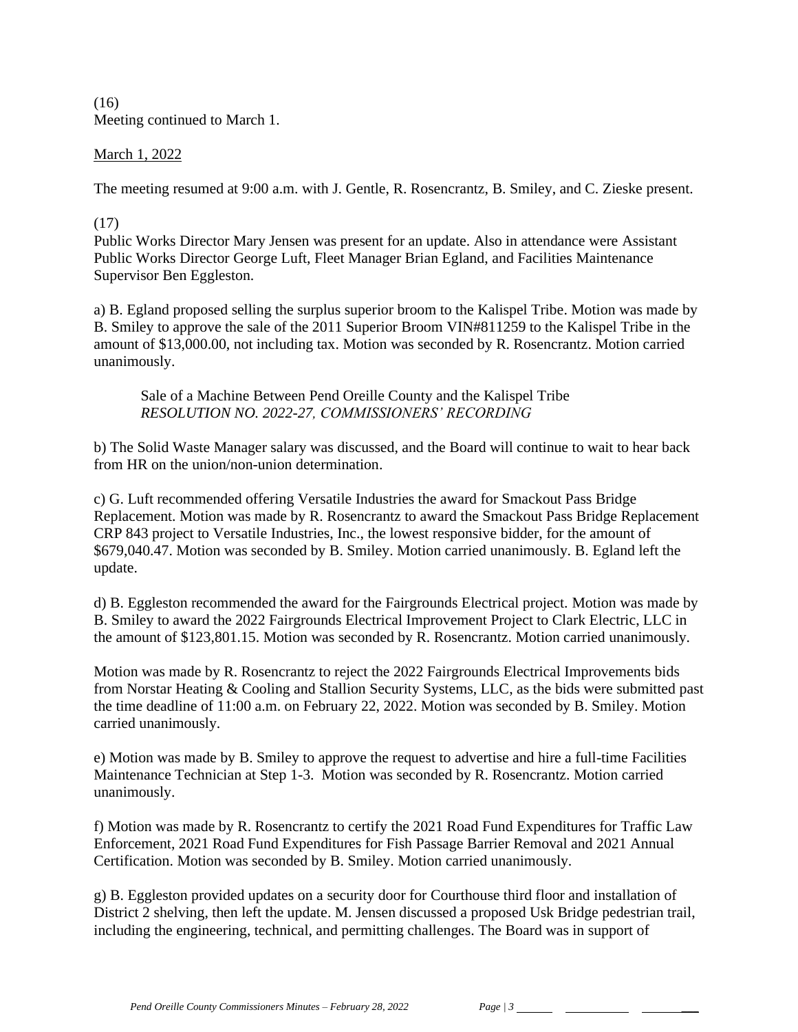(16)
Meeting continued to March 1.

March 1, 2022

The meeting resumed at 9:00 a.m. with J. Gentle, R. Rosencrantz, B. Smiley, and C. Zieske present.

(17)
Public Works Director Mary Jensen was present for an update. Also in attendance were Assistant Public Works Director George Luft, Fleet Manager Brian Egland, and Facilities Maintenance Supervisor Ben Eggleston.

a) B. Egland proposed selling the surplus superior broom to the Kalispel Tribe. Motion was made by B. Smiley to approve the sale of the 2011 Superior Broom VIN#811259 to the Kalispel Tribe in the amount of $13,000.00, not including tax. Motion was seconded by R. Rosencrantz. Motion carried unanimously.

> Sale of a Machine Between Pend Oreille County and the Kalispel Tribe
> *RESOLUTION NO. 2022-27, COMMISSIONERS' RECORDING*

b) The Solid Waste Manager salary was discussed, and the Board will continue to wait to hear back from HR on the union/non-union determination.

c) G. Luft recommended offering Versatile Industries the award for Smackout Pass Bridge Replacement. Motion was made by R. Rosencrantz to award the Smackout Pass Bridge Replacement CRP 843 project to Versatile Industries, Inc., the lowest responsive bidder, for the amount of $679,040.47. Motion was seconded by B. Smiley. Motion carried unanimously. B. Egland left the update.

d) B. Eggleston recommended the award for the Fairgrounds Electrical project. Motion was made by B. Smiley to award the 2022 Fairgrounds Electrical Improvement Project to Clark Electric, LLC in the amount of $123,801.15. Motion was seconded by R. Rosencrantz. Motion carried unanimously.

Motion was made by R. Rosencrantz to reject the 2022 Fairgrounds Electrical Improvements bids from Norstar Heating & Cooling and Stallion Security Systems, LLC, as the bids were submitted past the time deadline of 11:00 a.m. on February 22, 2022. Motion was seconded by B. Smiley. Motion carried unanimously.

e) Motion was made by B. Smiley to approve the request to advertise and hire a full-time Facilities Maintenance Technician at Step 1-3. Motion was seconded by R. Rosencrantz. Motion carried unanimously.

f) Motion was made by R. Rosencrantz to certify the 2021 Road Fund Expenditures for Traffic Law Enforcement, 2021 Road Fund Expenditures for Fish Passage Barrier Removal and 2021 Annual Certification. Motion was seconded by B. Smiley. Motion carried unanimously.

g) B. Eggleston provided updates on a security door for Courthouse third floor and installation of District 2 shelving, then left the update. M. Jensen discussed a proposed Usk Bridge pedestrian trail, including the engineering, technical, and permitting challenges. The Board was in support of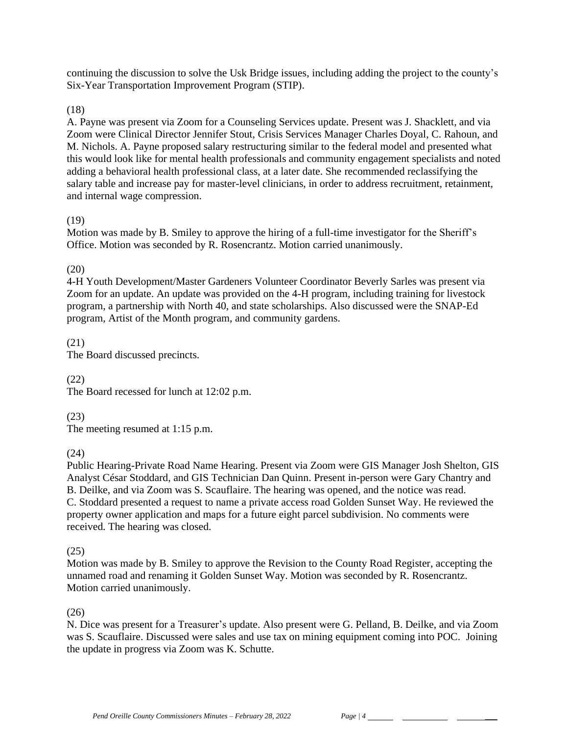continuing the discussion to solve the Usk Bridge issues, including adding the project to the county's Six-Year Transportation Improvement Program (STIP).

(18)
A. Payne was present via Zoom for a Counseling Services update. Present was J. Shacklett, and via Zoom were Clinical Director Jennifer Stout, Crisis Services Manager Charles Doyal, C. Rahoun, and M. Nichols. A. Payne proposed salary restructuring similar to the federal model and presented what this would look like for mental health professionals and community engagement specialists and noted adding a behavioral health professional class, at a later date. She recommended reclassifying the salary table and increase pay for master-level clinicians, in order to address recruitment, retainment, and internal wage compression.

(19)
Motion was made by B. Smiley to approve the hiring of a full-time investigator for the Sheriff's Office. Motion was seconded by R. Rosencrantz. Motion carried unanimously.

(20)
4-H Youth Development/Master Gardeners Volunteer Coordinator Beverly Sarles was present via Zoom for an update. An update was provided on the 4-H program, including training for livestock program, a partnership with North 40, and state scholarships. Also discussed were the SNAP-Ed program, Artist of the Month program, and community gardens.

(21)
The Board discussed precincts.

(22)
The Board recessed for lunch at 12:02 p.m.

(23)
The meeting resumed at 1:15 p.m.

(24)
Public Hearing-Private Road Name Hearing. Present via Zoom were GIS Manager Josh Shelton, GIS Analyst César Stoddard, and GIS Technician Dan Quinn. Present in-person were Gary Chantry and B. Deilke, and via Zoom was S. Scauflaire. The hearing was opened, and the notice was read. C. Stoddard presented a request to name a private access road Golden Sunset Way. He reviewed the property owner application and maps for a future eight parcel subdivision. No comments were received. The hearing was closed.

(25)
Motion was made by B. Smiley to approve the Revision to the County Road Register, accepting the unnamed road and renaming it Golden Sunset Way. Motion was seconded by R. Rosencrantz. Motion carried unanimously.

(26)
N. Dice was present for a Treasurer's update. Also present were G. Pelland, B. Deilke, and via Zoom was S. Scauflaire. Discussed were sales and use tax on mining equipment coming into POC. Joining the update in progress via Zoom was K. Schutte.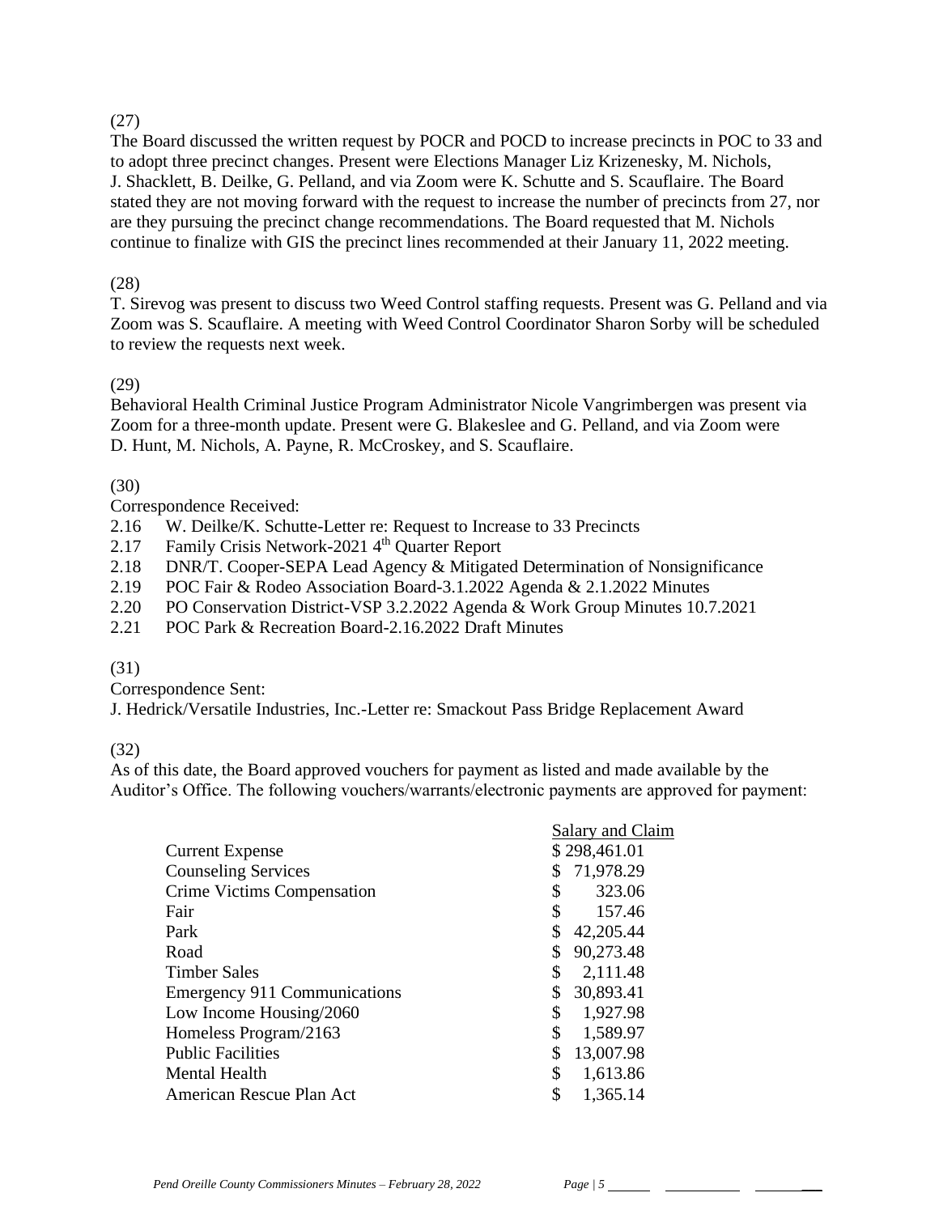(27)

The Board discussed the written request by POCR and POCD to increase precincts in POC to 33 and to adopt three precinct changes. Present were Elections Manager Liz Krizenesky, M. Nichols, J. Shacklett, B. Deilke, G. Pelland, and via Zoom were K. Schutte and S. Scauflaire. The Board stated they are not moving forward with the request to increase the number of precincts from 27, nor are they pursuing the precinct change recommendations. The Board requested that M. Nichols continue to finalize with GIS the precinct lines recommended at their January 11, 2022 meeting.

(28)

T. Sirevog was present to discuss two Weed Control staffing requests. Present was G. Pelland and via Zoom was S. Scauflaire. A meeting with Weed Control Coordinator Sharon Sorby will be scheduled to review the requests next week.

(29)

Behavioral Health Criminal Justice Program Administrator Nicole Vangrimbergen was present via Zoom for a three-month update. Present were G. Blakeslee and G. Pelland, and via Zoom were D. Hunt, M. Nichols, A. Payne, R. McCroskey, and S. Scauflaire.

(30)

Correspondence Received:

2.16 W. Deilke/K. Schutte-Letter re: Request to Increase to 33 Precincts
2.17 Family Crisis Network-2021 4th Quarter Report
2.18 DNR/T. Cooper-SEPA Lead Agency & Mitigated Determination of Nonsignificance
2.19 POC Fair & Rodeo Association Board-3.1.2022 Agenda & 2.1.2022 Minutes
2.20 PO Conservation District-VSP 3.2.2022 Agenda & Work Group Minutes 10.7.2021
2.21 POC Park & Recreation Board-2.16.2022 Draft Minutes

(31)

Correspondence Sent:

J. Hedrick/Versatile Industries, Inc.-Letter re: Smackout Pass Bridge Replacement Award

(32)

As of this date, the Board approved vouchers for payment as listed and made available by the Auditor's Office. The following vouchers/warrants/electronic payments are approved for payment:

| | Salary and Claim |
|---|---|
| Current Expense | $ 298,461.01 |
| Counseling Services | $ 71,978.29 |
| Crime Victims Compensation | $ 323.06 |
| Fair | $ 157.46 |
| Park | $ 42,205.44 |
| Road | $ 90,273.48 |
| Timber Sales | $ 2,111.48 |
| Emergency 911 Communications | $ 30,893.41 |
| Low Income Housing/2060 | $ 1,927.98 |
| Homeless Program/2163 | $ 1,589.97 |
| Public Facilities | $ 13,007.98 |
| Mental Health | $ 1,613.86 |
| American Rescue Plan Act | $ 1,365.14 |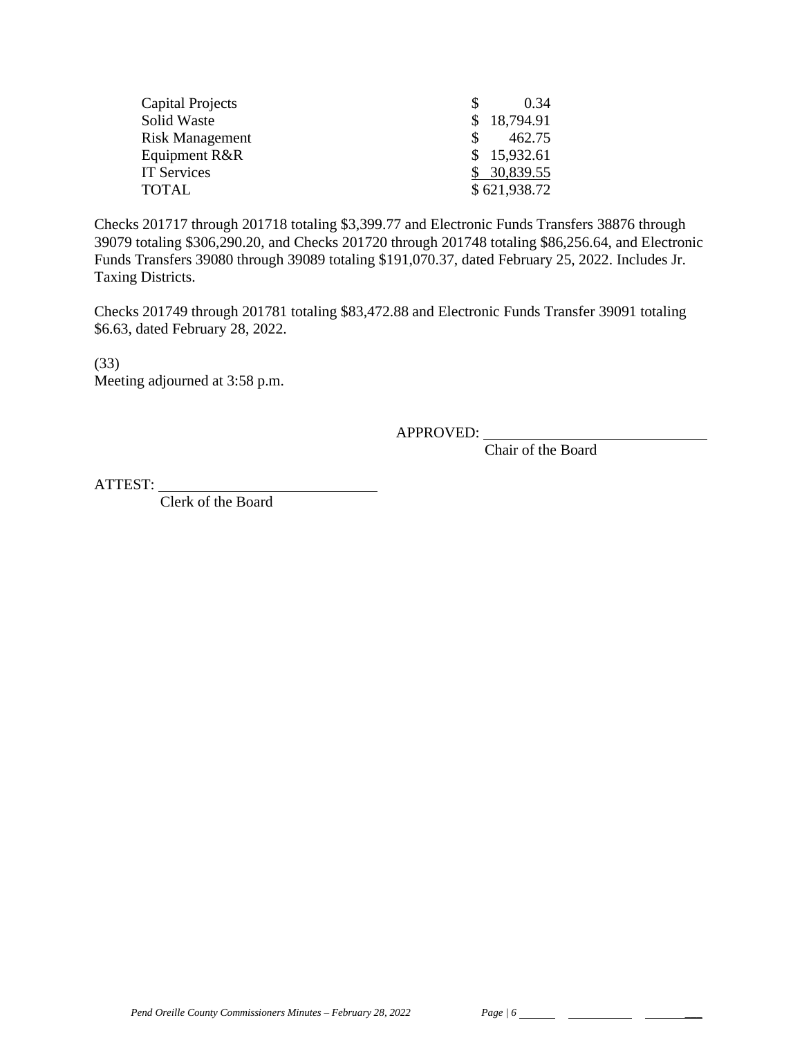| | |
|---|---|
| Capital Projects | $ 0.34 |
| Solid Waste | $ 18,794.91 |
| Risk Management | $ 462.75 |
| Equipment R&R | $ 15,932.61 |
| IT Services | $ 30,839.55 |
| TOTAL | $ 621,938.72 |

Checks 201717 through 201718 totaling $3,399.77 and Electronic Funds Transfers 38876 through 39079 totaling $306,290.20, and Checks 201720 through 201748 totaling $86,256.64, and Electronic Funds Transfers 39080 through 39089 totaling $191,070.37, dated February 25, 2022. Includes Jr. Taxing Districts.

Checks 201749 through 201781 totaling $83,472.88 and Electronic Funds Transfer 39091 totaling $6.63, dated February 28, 2022.

(33)
Meeting adjourned at 3:58 p.m.

APPROVED: ______________________________
Chair of the Board

ATTEST: ______________________________
Clerk of the Board